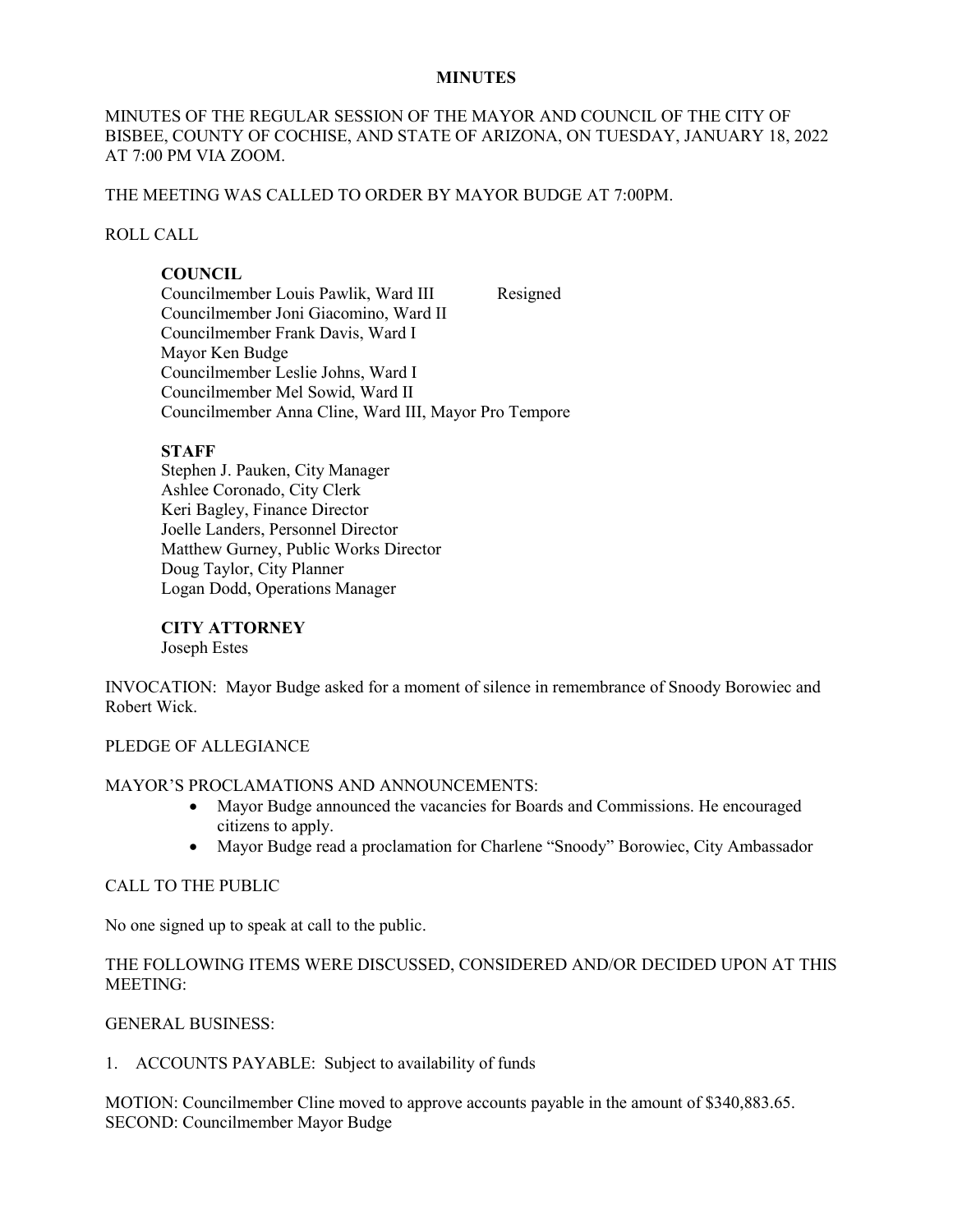# MINUTES

MINUTES OF THE REGULAR SESSION OF THE MAYOR AND COUNCIL OF THE CITY OF BISBEE, COUNTY OF COCHISE, AND STATE OF ARIZONA, ON TUESDAY, JANUARY 18, 2022 AT 7:00 PM VIA ZOOM.

THE MEETING WAS CALLED TO ORDER BY MAYOR BUDGE AT 7:00PM.

ROLL CALL

**COUNCIL**

Councilmember Louis Pawlik, Ward III Resigned
Councilmember Joni Giacomino, Ward II
Councilmember Frank Davis, Ward I
Mayor Ken Budge
Councilmember Leslie Johns, Ward I
Councilmember Mel Sowid, Ward II
Councilmember Anna Cline, Ward III, Mayor Pro Tempore

**STAFF**

Stephen J. Pauken, City Manager
Ashlee Coronado, City Clerk
Keri Bagley, Finance Director
Joelle Landers, Personnel Director
Matthew Gurney, Public Works Director
Doug Taylor, City Planner
Logan Dodd, Operations Manager

**CITY ATTORNEY**

Joseph Estes

INVOCATION: Mayor Budge asked for a moment of silence in remembrance of Snoody Borowiec and Robert Wick.

PLEDGE OF ALLEGIANCE

MAYOR'S PROCLAMATIONS AND ANNOUNCEMENTS:

- Mayor Budge announced the vacancies for Boards and Commissions. He encouraged citizens to apply.
- Mayor Budge read a proclamation for Charlene "Snoody" Borowiec, City Ambassador

CALL TO THE PUBLIC

No one signed up to speak at call to the public.

THE FOLLOWING ITEMS WERE DISCUSSED, CONSIDERED AND/OR DECIDED UPON AT THIS MEETING:

GENERAL BUSINESS:

1. ACCOUNTS PAYABLE: Subject to availability of funds

MOTION: Councilmember Cline moved to approve accounts payable in the amount of $340,883.65.
SECOND: Councilmember Mayor Budge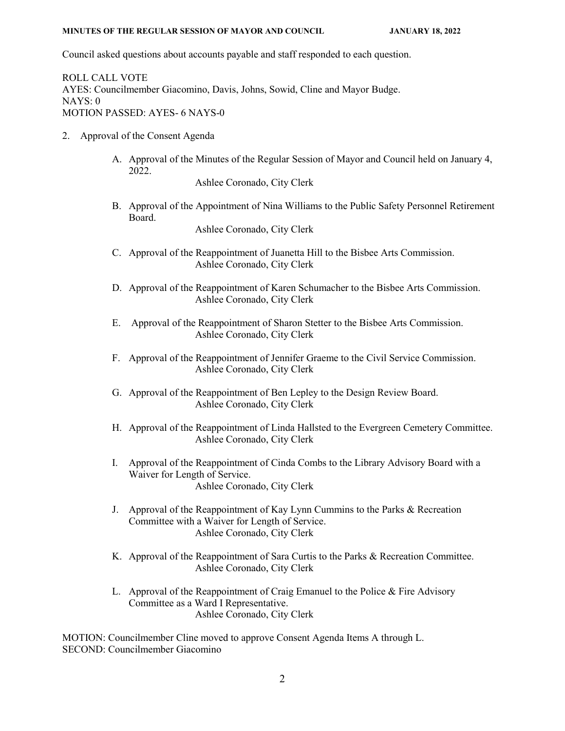Council asked questions about accounts payable and staff responded to each question.

ROLL CALL VOTE
AYES: Councilmember Giacomino, Davis, Johns, Sowid, Cline and Mayor Budge.
NAYS: 0
MOTION PASSED: AYES- 6 NAYS-0

2. Approval of the Consent Agenda

   A. Approval of the Minutes of the Regular Session of Mayor and Council held on January 4, 2022.
      Ashlee Coronado, City Clerk

   B. Approval of the Appointment of Nina Williams to the Public Safety Personnel Retirement Board.
      Ashlee Coronado, City Clerk

   C. Approval of the Reappointment of Juanetta Hill to the Bisbee Arts Commission.
      Ashlee Coronado, City Clerk

   D. Approval of the Reappointment of Karen Schumacher to the Bisbee Arts Commission.
      Ashlee Coronado, City Clerk

   E. Approval of the Reappointment of Sharon Stetter to the Bisbee Arts Commission.
      Ashlee Coronado, City Clerk

   F. Approval of the Reappointment of Jennifer Graeme to the Civil Service Commission.
      Ashlee Coronado, City Clerk

   G. Approval of the Reappointment of Ben Lepley to the Design Review Board.
      Ashlee Coronado, City Clerk

   H. Approval of the Reappointment of Linda Hallsted to the Evergreen Cemetery Committee.
      Ashlee Coronado, City Clerk

   I. Approval of the Reappointment of Cinda Combs to the Library Advisory Board with a Waiver for Length of Service.
      Ashlee Coronado, City Clerk

   J. Approval of the Reappointment of Kay Lynn Cummins to the Parks & Recreation Committee with a Waiver for Length of Service.
      Ashlee Coronado, City Clerk

   K. Approval of the Reappointment of Sara Curtis to the Parks & Recreation Committee.
      Ashlee Coronado, City Clerk

   L. Approval of the Reappointment of Craig Emanuel to the Police & Fire Advisory Committee as a Ward I Representative.
      Ashlee Coronado, City Clerk

MOTION: Councilmember Cline moved to approve Consent Agenda Items A through L.
SECOND: Councilmember Giacomino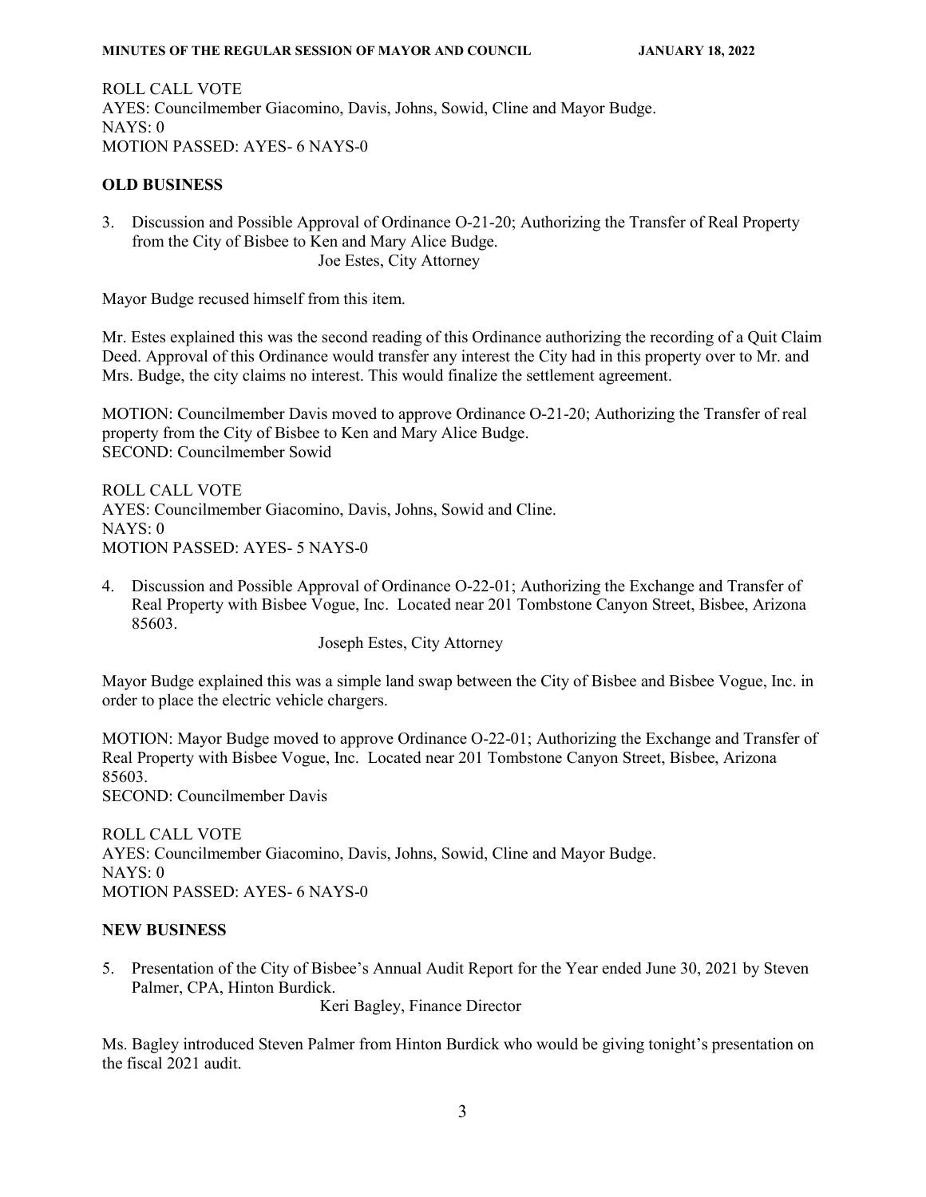ROLL CALL VOTE
AYES: Councilmember Giacomino, Davis, Johns, Sowid, Cline and Mayor Budge.
NAYS: 0
MOTION PASSED: AYES- 6 NAYS-0

**OLD BUSINESS**

3. Discussion and Possible Approval of Ordinance O-21-20; Authorizing the Transfer of Real Property from the City of Bisbee to Ken and Mary Alice Budge.
   Joe Estes, City Attorney

Mayor Budge recused himself from this item.

Mr. Estes explained this was the second reading of this Ordinance authorizing the recording of a Quit Claim Deed. Approval of this Ordinance would transfer any interest the City had in this property over to Mr. and Mrs. Budge, the city claims no interest. This would finalize the settlement agreement.

MOTION: Councilmember Davis moved to approve Ordinance O-21-20; Authorizing the Transfer of real property from the City of Bisbee to Ken and Mary Alice Budge.
SECOND: Councilmember Sowid

ROLL CALL VOTE
AYES: Councilmember Giacomino, Davis, Johns, Sowid and Cline.
NAYS: 0
MOTION PASSED: AYES- 5 NAYS-0

4. Discussion and Possible Approval of Ordinance O-22-01; Authorizing the Exchange and Transfer of Real Property with Bisbee Vogue, Inc. Located near 201 Tombstone Canyon Street, Bisbee, Arizona 85603.
   Joseph Estes, City Attorney

Mayor Budge explained this was a simple land swap between the City of Bisbee and Bisbee Vogue, Inc. in order to place the electric vehicle chargers.

MOTION: Mayor Budge moved to approve Ordinance O-22-01; Authorizing the Exchange and Transfer of Real Property with Bisbee Vogue, Inc. Located near 201 Tombstone Canyon Street, Bisbee, Arizona 85603.
SECOND: Councilmember Davis

ROLL CALL VOTE
AYES: Councilmember Giacomino, Davis, Johns, Sowid, Cline and Mayor Budge.
NAYS: 0
MOTION PASSED: AYES- 6 NAYS-0

**NEW BUSINESS**

5. Presentation of the City of Bisbee's Annual Audit Report for the Year ended June 30, 2021 by Steven Palmer, CPA, Hinton Burdick.
   Keri Bagley, Finance Director

Ms. Bagley introduced Steven Palmer from Hinton Burdick who would be giving tonight's presentation on the fiscal 2021 audit.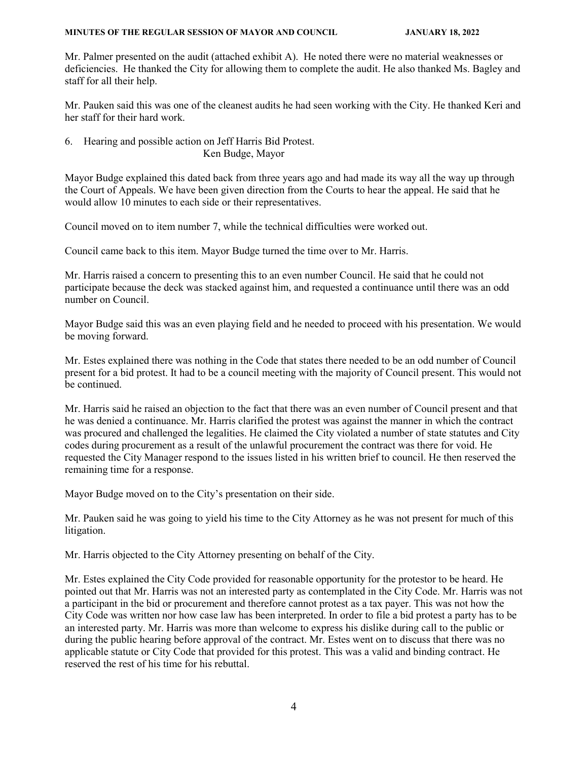Mr. Palmer presented on the audit (attached exhibit A). He noted there were no material weaknesses or deficiencies. He thanked the City for allowing them to complete the audit. He also thanked Ms. Bagley and staff for all their help.

Mr. Pauken said this was one of the cleanest audits he had seen working with the City. He thanked Keri and her staff for their hard work.

6. Hearing and possible action on Jeff Harris Bid Protest.
   Ken Budge, Mayor

Mayor Budge explained this dated back from three years ago and had made its way all the way up through the Court of Appeals. We have been given direction from the Courts to hear the appeal. He said that he would allow 10 minutes to each side or their representatives.

Council moved on to item number 7, while the technical difficulties were worked out.

Council came back to this item. Mayor Budge turned the time over to Mr. Harris.

Mr. Harris raised a concern to presenting this to an even number Council. He said that he could not participate because the deck was stacked against him, and requested a continuance until there was an odd number on Council.

Mayor Budge said this was an even playing field and he needed to proceed with his presentation. We would be moving forward.

Mr. Estes explained there was nothing in the Code that states there needed to be an odd number of Council present for a bid protest. It had to be a council meeting with the majority of Council present. This would not be continued.

Mr. Harris said he raised an objection to the fact that there was an even number of Council present and that he was denied a continuance. Mr. Harris clarified the protest was against the manner in which the contract was procured and challenged the legalities. He claimed the City violated a number of state statutes and City codes during procurement as a result of the unlawful procurement the contract was there for void. He requested the City Manager respond to the issues listed in his written brief to council. He then reserved the remaining time for a response.

Mayor Budge moved on to the City's presentation on their side.

Mr. Pauken said he was going to yield his time to the City Attorney as he was not present for much of this litigation.

Mr. Harris objected to the City Attorney presenting on behalf of the City.

Mr. Estes explained the City Code provided for reasonable opportunity for the protestor to be heard. He pointed out that Mr. Harris was not an interested party as contemplated in the City Code. Mr. Harris was not a participant in the bid or procurement and therefore cannot protest as a tax payer. This was not how the City Code was written nor how case law has been interpreted. In order to file a bid protest a party has to be an interested party. Mr. Harris was more than welcome to express his dislike during call to the public or during the public hearing before approval of the contract. Mr. Estes went on to discuss that there was no applicable statute or City Code that provided for this protest. This was a valid and binding contract. He reserved the rest of his time for his rebuttal.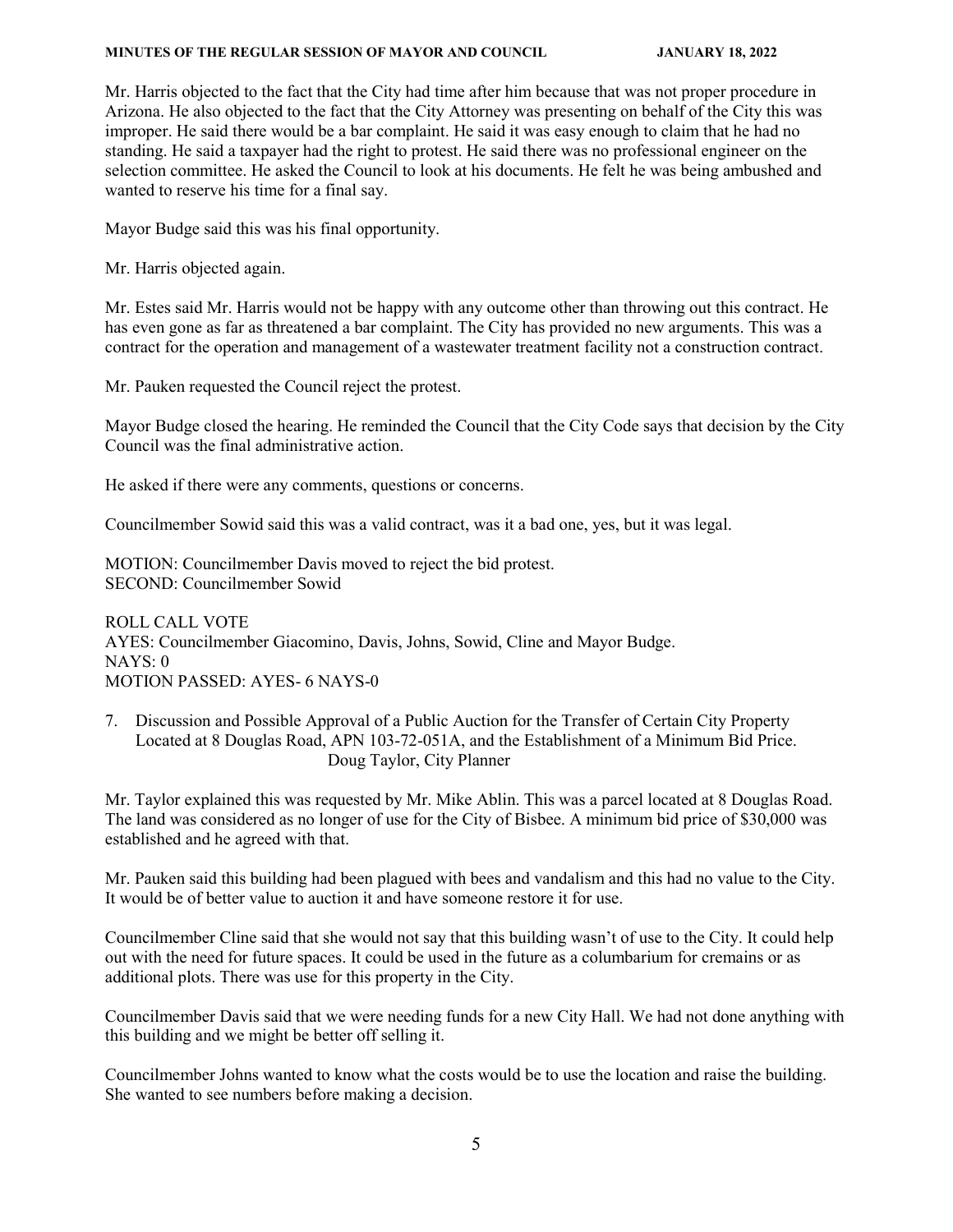Mr. Harris objected to the fact that the City had time after him because that was not proper procedure in Arizona. He also objected to the fact that the City Attorney was presenting on behalf of the City this was improper. He said there would be a bar complaint. He said it was easy enough to claim that he had no standing. He said a taxpayer had the right to protest. He said there was no professional engineer on the selection committee. He asked the Council to look at his documents. He felt he was being ambushed and wanted to reserve his time for a final say.

Mayor Budge said this was his final opportunity.

Mr. Harris objected again.

Mr. Estes said Mr. Harris would not be happy with any outcome other than throwing out this contract. He has even gone as far as threatened a bar complaint. The City has provided no new arguments. This was a contract for the operation and management of a wastewater treatment facility not a construction contract.

Mr. Pauken requested the Council reject the protest.

Mayor Budge closed the hearing. He reminded the Council that the City Code says that decision by the City Council was the final administrative action.

He asked if there were any comments, questions or concerns.

Councilmember Sowid said this was a valid contract, was it a bad one, yes, but it was legal.

MOTION: Councilmember Davis moved to reject the bid protest.
SECOND: Councilmember Sowid

ROLL CALL VOTE
AYES: Councilmember Giacomino, Davis, Johns, Sowid, Cline and Mayor Budge.
NAYS: 0
MOTION PASSED: AYES- 6 NAYS-0

7. Discussion and Possible Approval of a Public Auction for the Transfer of Certain City Property Located at 8 Douglas Road, APN 103-72-051A, and the Establishment of a Minimum Bid Price.
   Doug Taylor, City Planner

Mr. Taylor explained this was requested by Mr. Mike Ablin. This was a parcel located at 8 Douglas Road. The land was considered as no longer of use for the City of Bisbee. A minimum bid price of $30,000 was established and he agreed with that.

Mr. Pauken said this building had been plagued with bees and vandalism and this had no value to the City. It would be of better value to auction it and have someone restore it for use.

Councilmember Cline said that she would not say that this building wasn't of use to the City. It could help out with the need for future spaces. It could be used in the future as a columbarium for cremains or as additional plots. There was use for this property in the City.

Councilmember Davis said that we were needing funds for a new City Hall. We had not done anything with this building and we might be better off selling it.

Councilmember Johns wanted to know what the costs would be to use the location and raise the building. She wanted to see numbers before making a decision.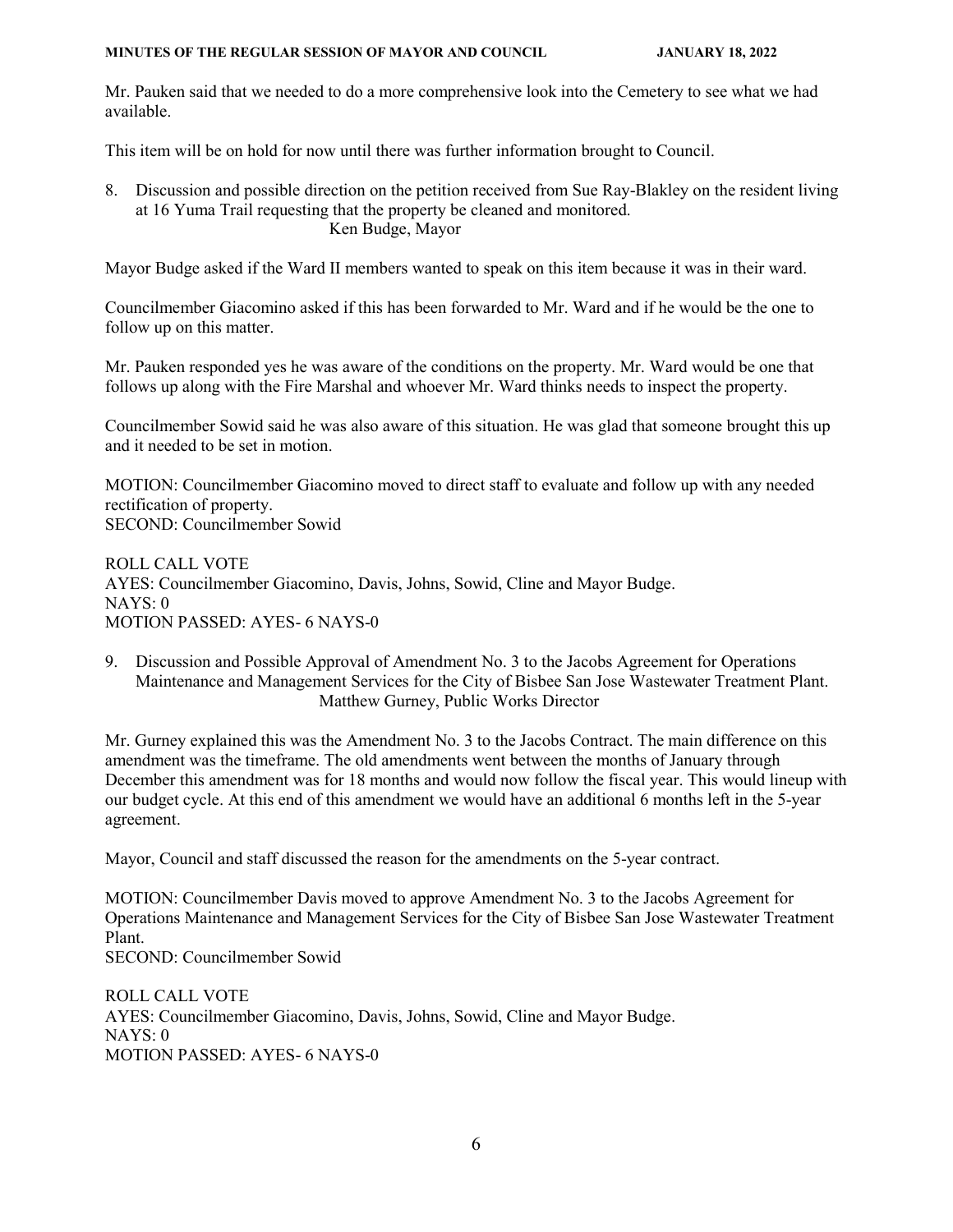Mr. Pauken said that we needed to do a more comprehensive look into the Cemetery to see what we had available.

This item will be on hold for now until there was further information brought to Council.

8. Discussion and possible direction on the petition received from Sue Ray-Blakley on the resident living at 16 Yuma Trail requesting that the property be cleaned and monitored.
   Ken Budge, Mayor

Mayor Budge asked if the Ward II members wanted to speak on this item because it was in their ward.

Councilmember Giacomino asked if this has been forwarded to Mr. Ward and if he would be the one to follow up on this matter.

Mr. Pauken responded yes he was aware of the conditions on the property. Mr. Ward would be one that follows up along with the Fire Marshal and whoever Mr. Ward thinks needs to inspect the property.

Councilmember Sowid said he was also aware of this situation. He was glad that someone brought this up and it needed to be set in motion.

MOTION: Councilmember Giacomino moved to direct staff to evaluate and follow up with any needed rectification of property.
SECOND: Councilmember Sowid

ROLL CALL VOTE
AYES: Councilmember Giacomino, Davis, Johns, Sowid, Cline and Mayor Budge.
NAYS: 0
MOTION PASSED: AYES- 6 NAYS-0

9. Discussion and Possible Approval of Amendment No. 3 to the Jacobs Agreement for Operations Maintenance and Management Services for the City of Bisbee San Jose Wastewater Treatment Plant.
   Matthew Gurney, Public Works Director

Mr. Gurney explained this was the Amendment No. 3 to the Jacobs Contract. The main difference on this amendment was the timeframe. The old amendments went between the months of January through December this amendment was for 18 months and would now follow the fiscal year. This would lineup with our budget cycle. At this end of this amendment we would have an additional 6 months left in the 5-year agreement.

Mayor, Council and staff discussed the reason for the amendments on the 5-year contract.

MOTION: Councilmember Davis moved to approve Amendment No. 3 to the Jacobs Agreement for Operations Maintenance and Management Services for the City of Bisbee San Jose Wastewater Treatment Plant.
SECOND: Councilmember Sowid

ROLL CALL VOTE
AYES: Councilmember Giacomino, Davis, Johns, Sowid, Cline and Mayor Budge.
NAYS: 0
MOTION PASSED: AYES- 6 NAYS-0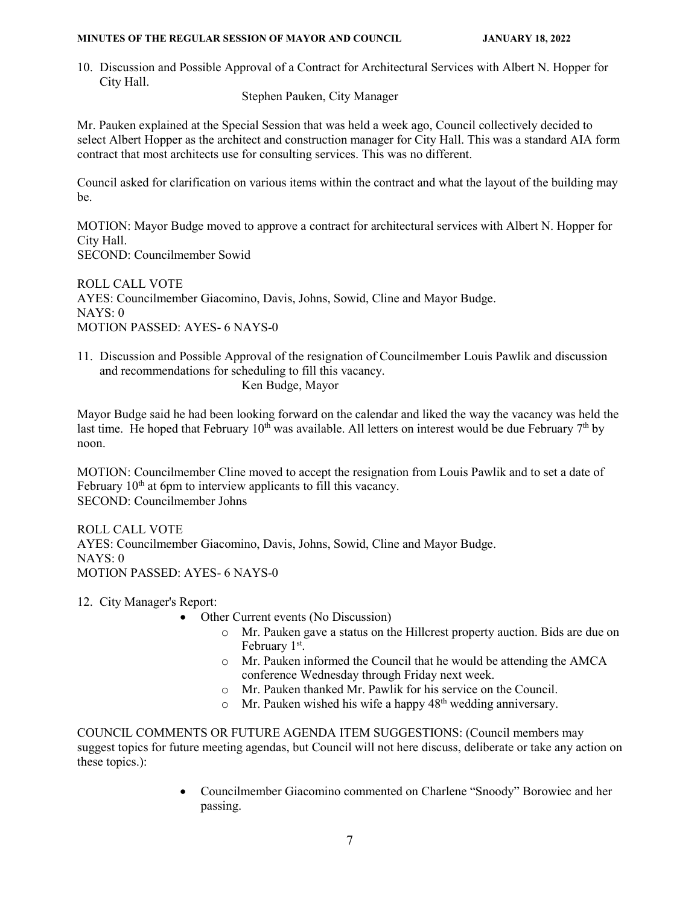10. Discussion and Possible Approval of a Contract for Architectural Services with Albert N. Hopper for City Hall.

    Stephen Pauken, City Manager

Mr. Pauken explained at the Special Session that was held a week ago, Council collectively decided to select Albert Hopper as the architect and construction manager for City Hall. This was a standard AIA form contract that most architects use for consulting services. This was no different.

Council asked for clarification on various items within the contract and what the layout of the building may be.

MOTION: Mayor Budge moved to approve a contract for architectural services with Albert N. Hopper for City Hall.
SECOND: Councilmember Sowid

ROLL CALL VOTE
AYES: Councilmember Giacomino, Davis, Johns, Sowid, Cline and Mayor Budge.
NAYS: 0
MOTION PASSED: AYES- 6 NAYS-0

11. Discussion and Possible Approval of the resignation of Councilmember Louis Pawlik and discussion and recommendations for scheduling to fill this vacancy.

    Ken Budge, Mayor

Mayor Budge said he had been looking forward on the calendar and liked the way the vacancy was held the last time. He hoped that February 10th was available. All letters on interest would be due February 7th by noon.

MOTION: Councilmember Cline moved to accept the resignation from Louis Pawlik and to set a date of February 10th at 6pm to interview applicants to fill this vacancy.
SECOND: Councilmember Johns

ROLL CALL VOTE
AYES: Councilmember Giacomino, Davis, Johns, Sowid, Cline and Mayor Budge.
NAYS: 0
MOTION PASSED: AYES- 6 NAYS-0

12. City Manager's Report:
    - Other Current events (No Discussion)
        - Mr. Pauken gave a status on the Hillcrest property auction. Bids are due on February 1st.
        - Mr. Pauken informed the Council that he would be attending the AMCA conference Wednesday through Friday next week.
        - Mr. Pauken thanked Mr. Pawlik for his service on the Council.
        - Mr. Pauken wished his wife a happy 48th wedding anniversary.

COUNCIL COMMENTS OR FUTURE AGENDA ITEM SUGGESTIONS: (Council members may suggest topics for future meeting agendas, but Council will not here discuss, deliberate or take any action on these topics.):

- Councilmember Giacomino commented on Charlene "Snoody" Borowiec and her passing.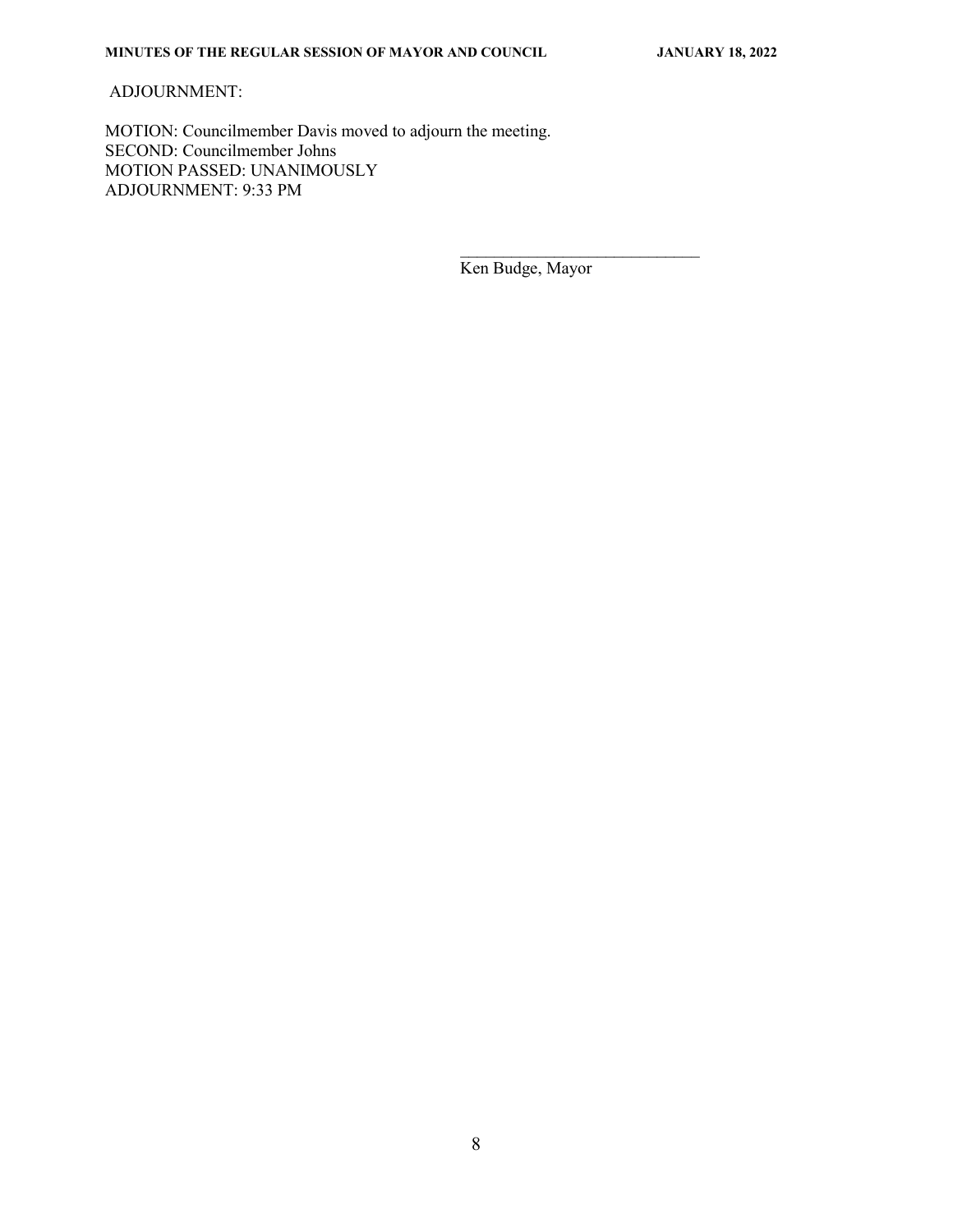ADJOURNMENT:

MOTION: Councilmember Davis moved to adjourn the meeting.
SECOND: Councilmember Johns
MOTION PASSED: UNANIMOUSLY
ADJOURNMENT: 9:33 PM

\_\_\_\_\_\_\_\_\_\_\_\_\_\_\_\_\_\_\_\_\_\_\_\_\_\_\_\_\_
Ken Budge, Mayor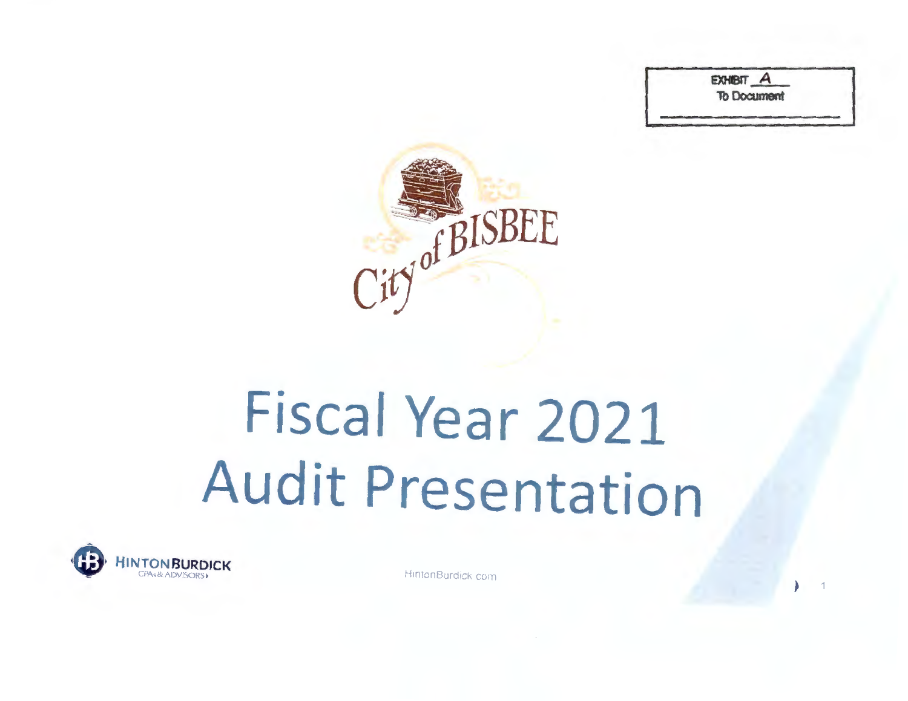EXHIBIT A
To Document

City of BISBEE

# Fiscal Year 2021 Audit Presentation

HINTONBURDICK
CPAs & ADVISORS

HintonBurdick.com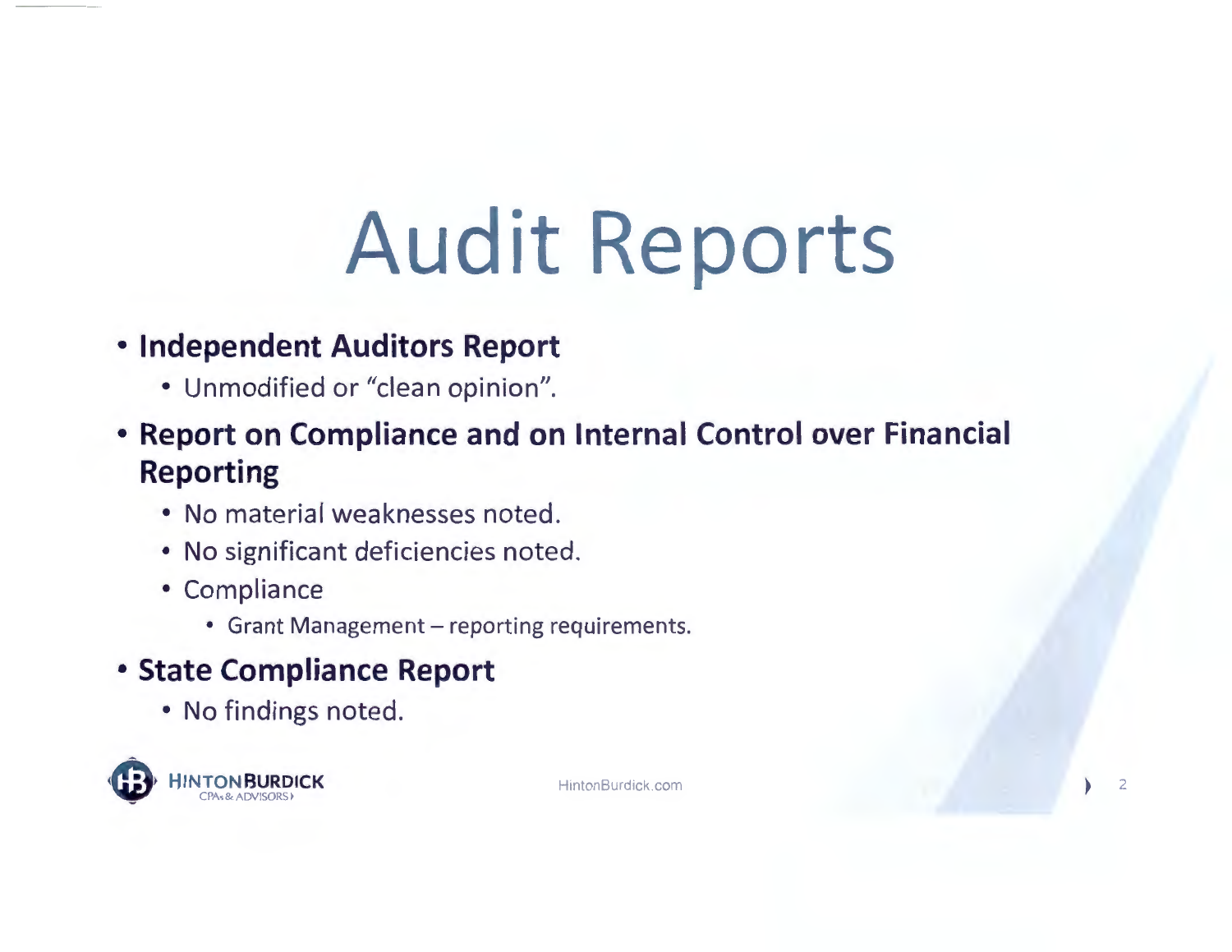# Audit Reports

- **Independent Auditors Report**
  - Unmodified or "clean opinion".
- **Report on Compliance and on Internal Control over Financial Reporting**
  - No material weaknesses noted.
  - No significant deficiencies noted.
  - Compliance
    - Grant Management – reporting requirements.
- **State Compliance Report**
  - No findings noted.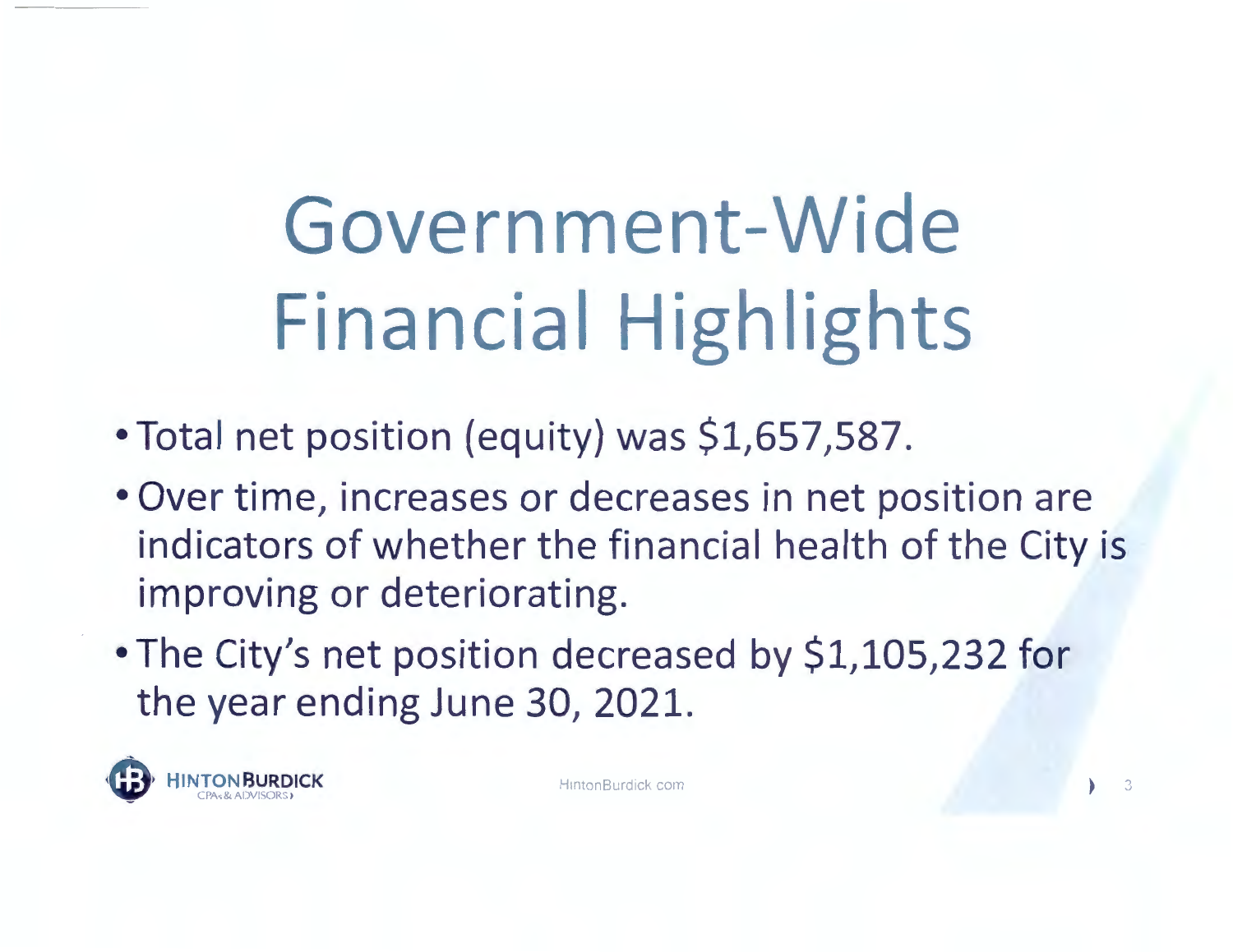# Government-Wide Financial Highlights

- Total net position (equity) was $1,657,587.
- Over time, increases or decreases in net position are indicators of whether the financial health of the City is improving or deteriorating.
- The City's net position decreased by $1,105,232 for the year ending June 30, 2021.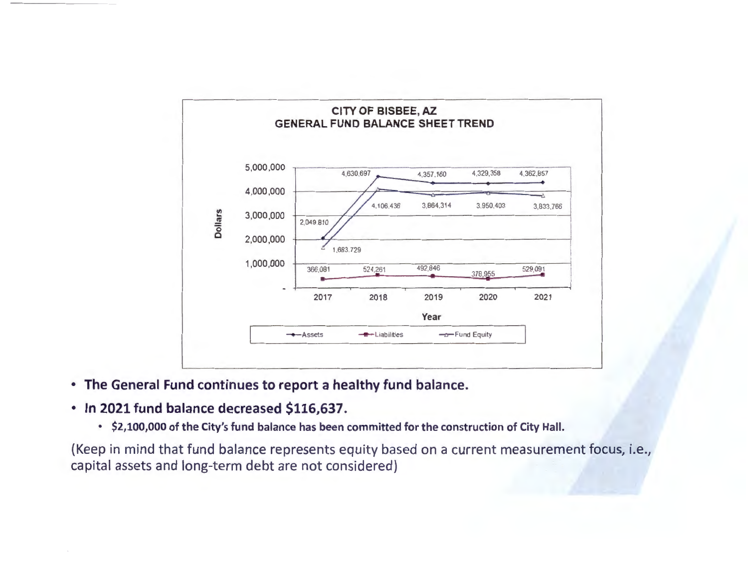**CITY OF BISBEE, AZ**
**GENERAL FUND BALANCE SHEET TREND**

| Year | Assets | Liabilities | Fund Equity |
| --- | --- | --- | --- |
| 2017 | 2,049,810 | 366,081 | 1,683,729 |
| 2018 | 4,630,697 | 524,261 | 4,106,436 |
| 2019 | 4,357,160 | 492,846 | 3,864,314 |
| 2020 | 4,329,358 | 378,955 | 3,950,403 |
| 2021 | 4,362,857 | 529,091 | 3,833,766 |

- **The General Fund continues to report a healthy fund balance.**
- **In 2021 fund balance decreased $116,637.**
  - **$2,100,000 of the City's fund balance has been committed for the construction of City Hall.**

(Keep in mind that fund balance represents equity based on a current measurement focus, i.e., capital assets and long-term debt are not considered)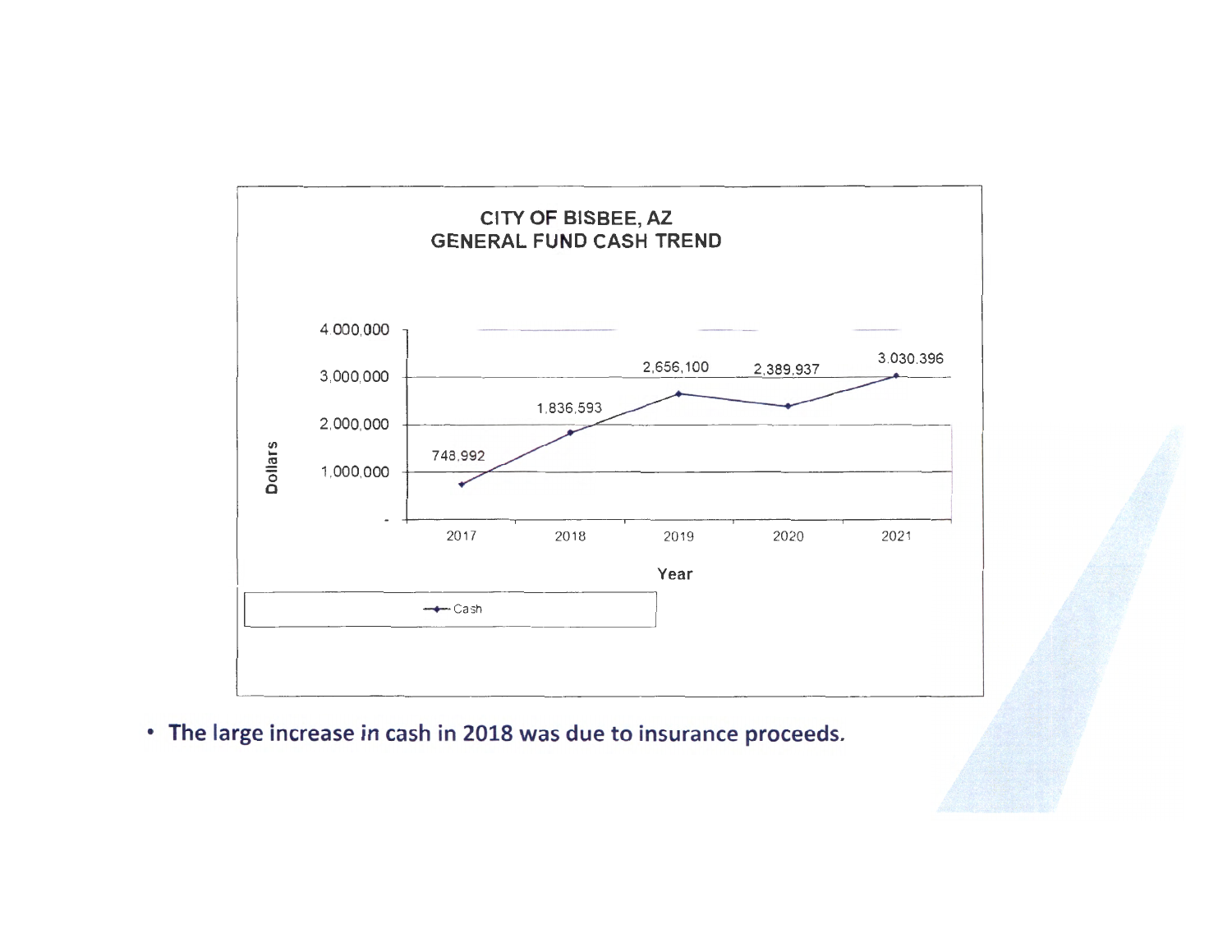**CITY OF BISBEE, AZ**
**GENERAL FUND CASH TREND**

| Year | Cash (Dollars) |
| --- | --- |
| 2017 | 748,992 |
| 2018 | 1,836,593 |
| 2019 | 2,656,100 |
| 2020 | 2,389,937 |
| 2021 | 3,030,396 |

- **The large increase in cash in 2018 was due to insurance proceeds.**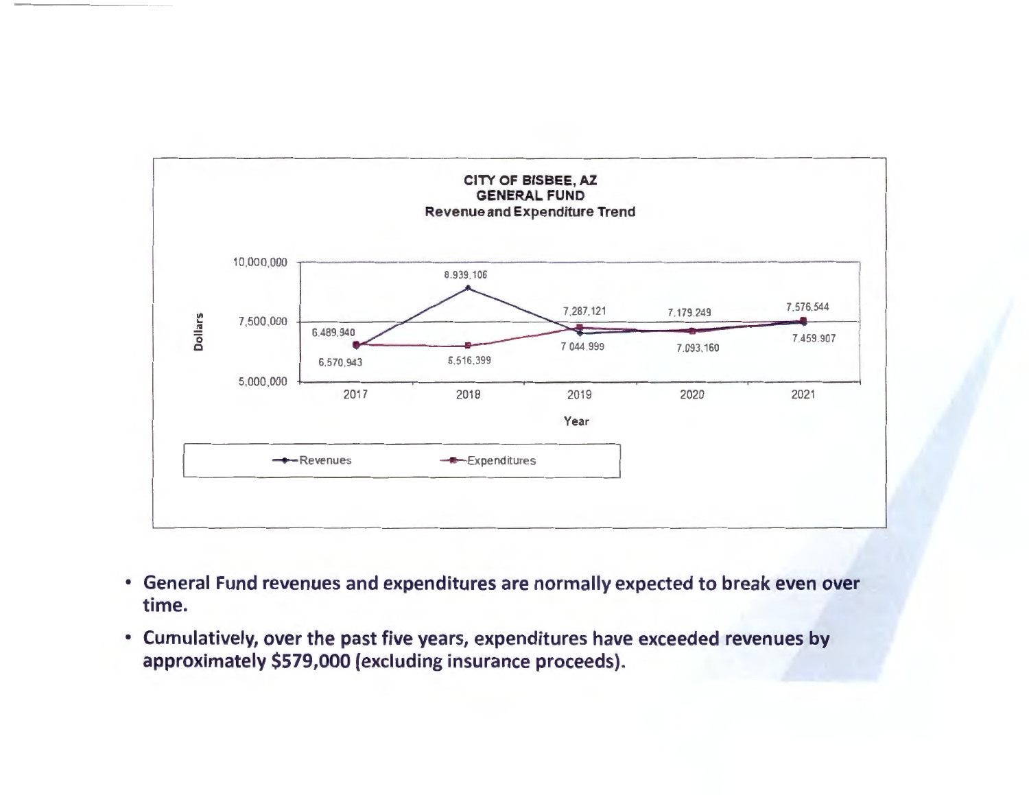**CITY OF BISBEE, AZ**
**GENERAL FUND**
**Revenue and Expenditure Trend**

| Year | Revenues | Expenditures |
|---|---|---|
| 2017 | 6,489,940 | 6,570,943 |
| 2018 | 8,939,106 | 6,516,399 |
| 2019 | 7,044,999 | 7,287,121 |
| 2020 | 7,093,160 | 7,179,249 |
| 2021 | 7,459,907 | 7,576,544 |

- **General Fund revenues and expenditures are normally expected to break even over time.**
- **Cumulatively, over the past five years, expenditures have exceeded revenues by approximately $579,000 (excluding insurance proceeds).**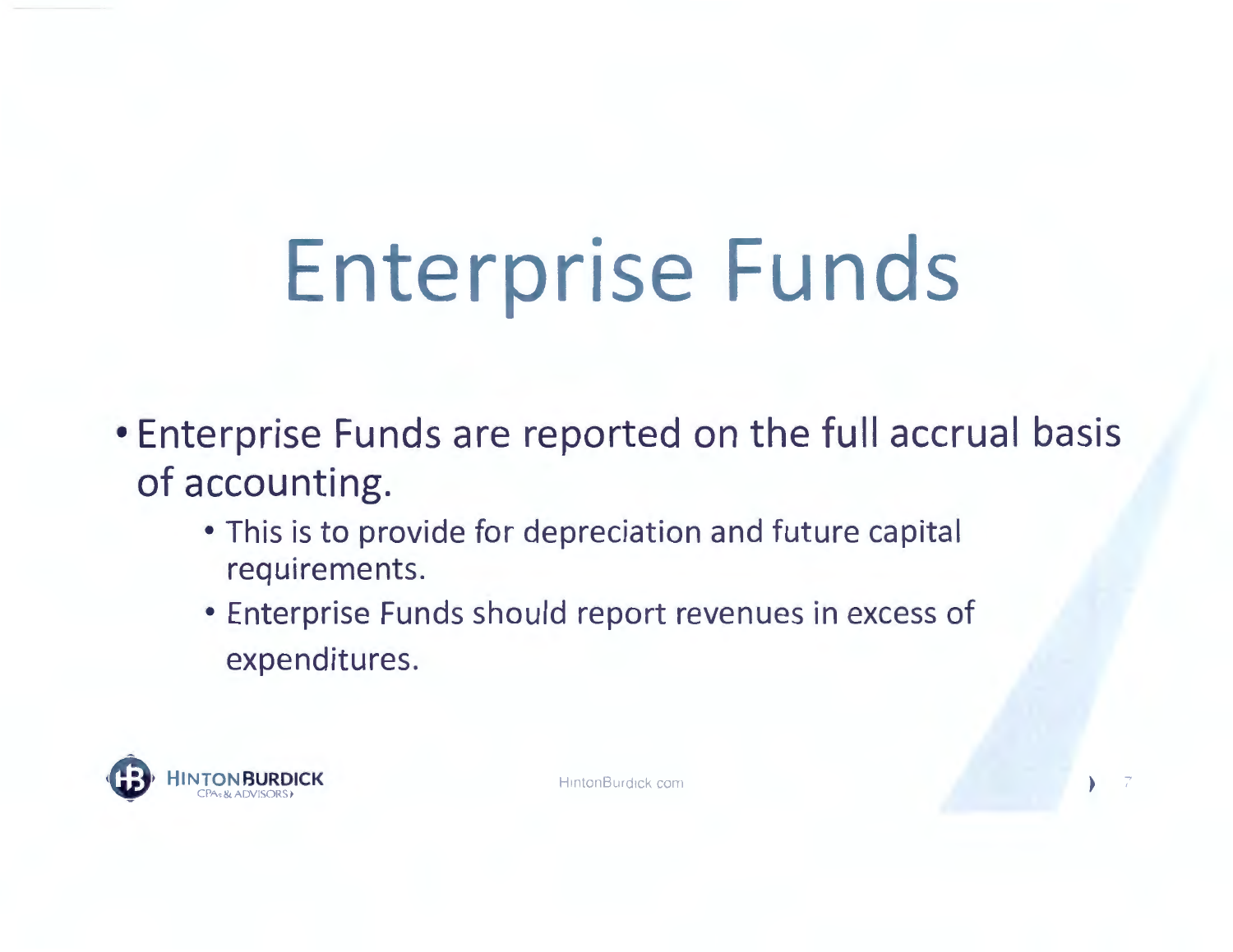# Enterprise Funds

- Enterprise Funds are reported on the full accrual basis of accounting.
  - This is to provide for depreciation and future capital requirements.
  - Enterprise Funds should report revenues in excess of expenditures.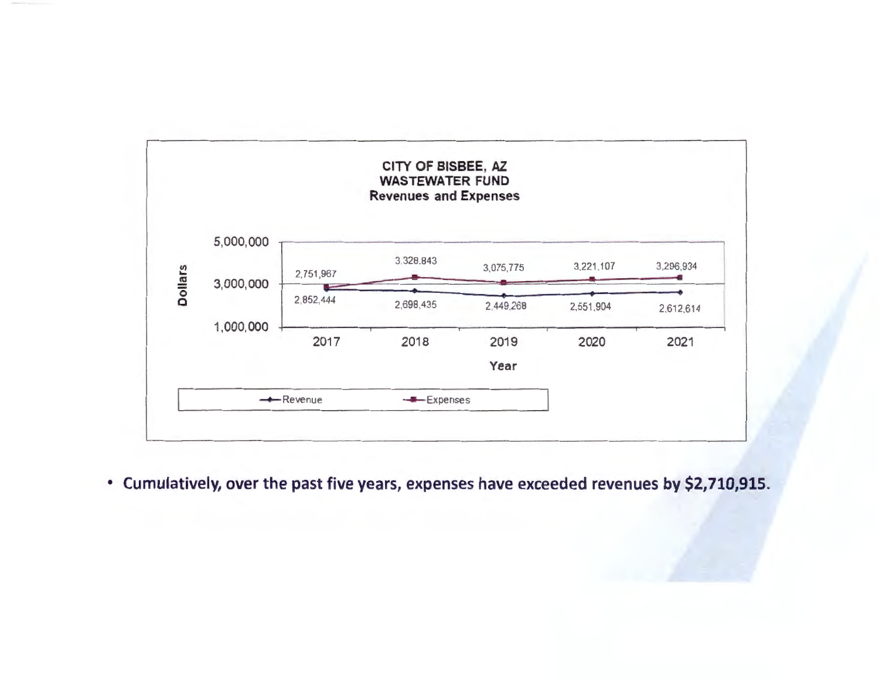**CITY OF BISBEE, AZ**
**WASTEWATER FUND**
**Revenues and Expenses**

| Year | Revenue | Expenses |
|---|---|---|
| 2017 | 2,852,444 | 2,751,967 |
| 2018 | 2,698,435 | 3,328,843 |
| 2019 | 2,449,268 | 3,075,775 |
| 2020 | 2,551,904 | 3,221,107 |
| 2021 | 2,612,614 | 3,296,934 |

- **Cumulatively, over the past five years, expenses have exceeded revenues by $2,710,915.**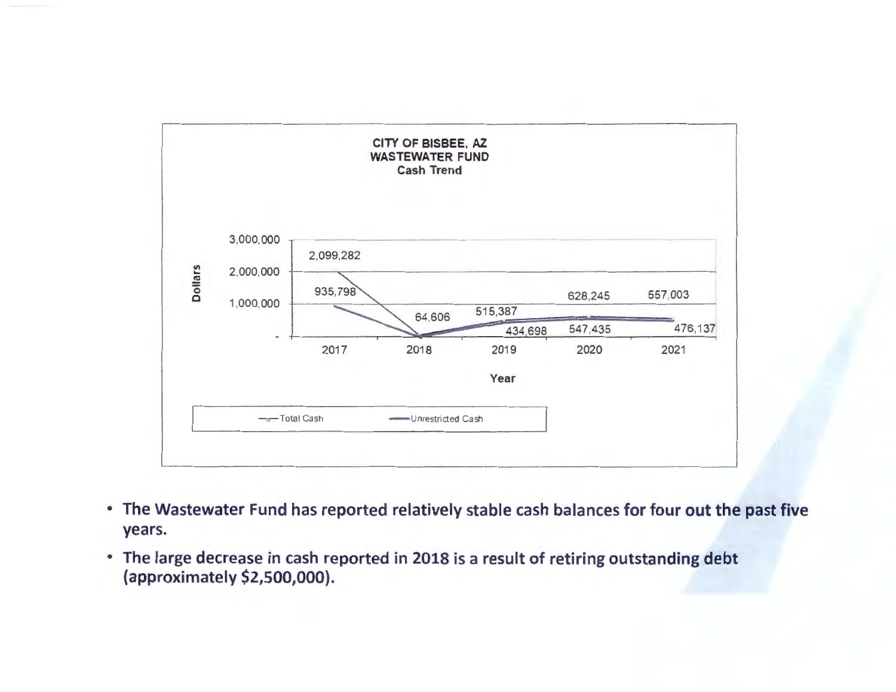**CITY OF BISBEE, AZ**
**WASTEWATER FUND**
**Cash Trend**

| Year | Total Cash | Unrestricted Cash |
|---|---|---|
| 2017 | 2,099,282 | 935,798 |
| 2018 | 64,606 | |
| 2019 | 515,387 | 434,698 |
| 2020 | 628,245 | 547,435 |
| 2021 | 557,003 | 476,137 |

- The Wastewater Fund has reported relatively stable cash balances for four out the past five years.
- The large decrease in cash reported in 2018 is a result of retiring outstanding debt (approximately $2,500,000).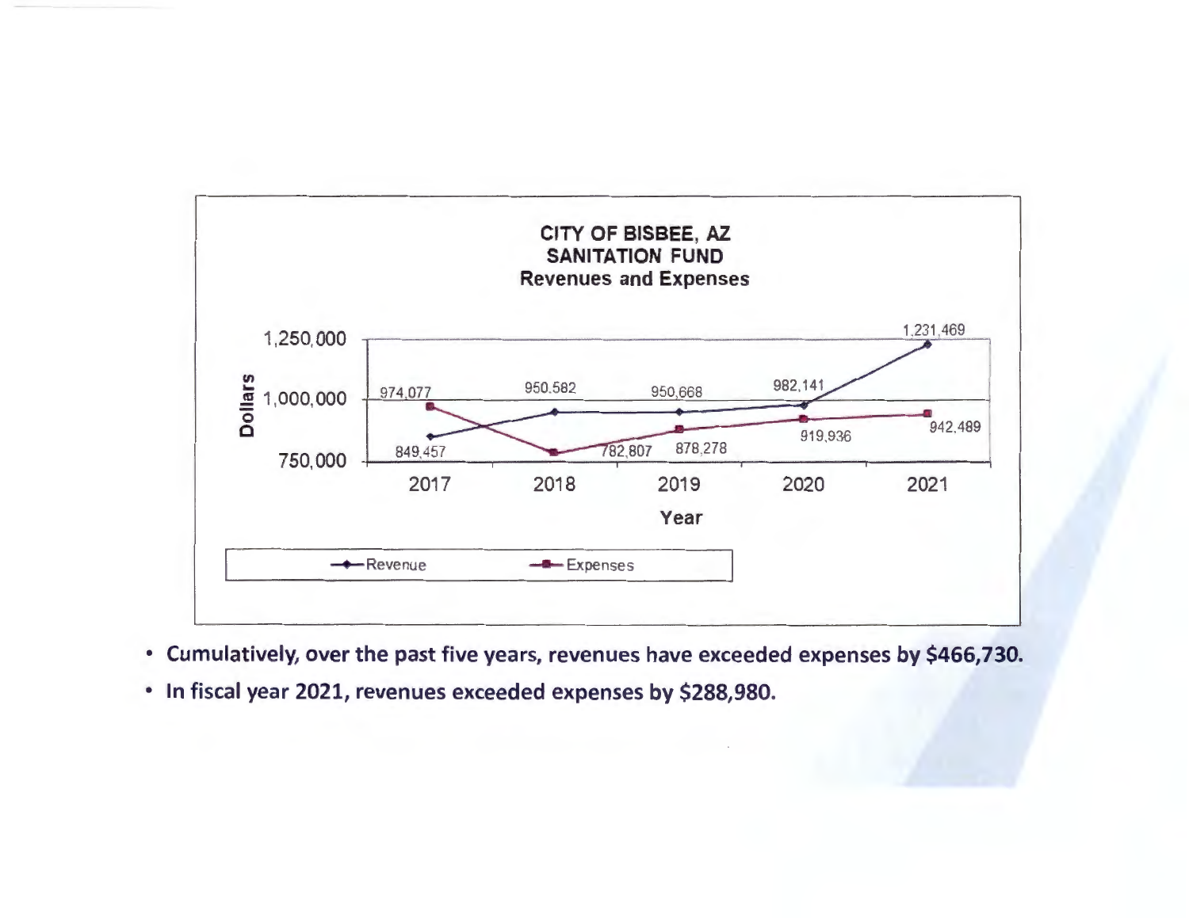**CITY OF BISBEE, AZ**
**SANITATION FUND**
**Revenues and Expenses**

| Year | Revenue | Expenses |
|---|---|---|
| 2017 | 849,457 | 974,077 |
| 2018 | 950,582 | 782,807 |
| 2019 | 950,668 | 878,278 |
| 2020 | 982,141 | 919,936 |
| 2021 | 1,231,469 | 942,489 |

- **Cumulatively, over the past five years, revenues have exceeded expenses by $466,730.**
- **In fiscal year 2021, revenues exceeded expenses by $288,980.**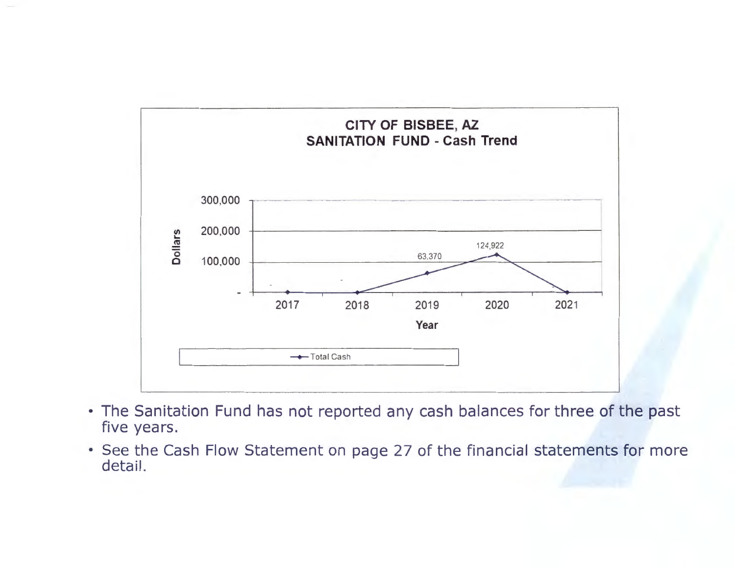**CITY OF BISBEE, AZ**
**SANITATION FUND - Cash Trend**

| Year | Total Cash |
| --- | --- |
| 2017 | - |
| 2018 | - |
| 2019 | 63,370 |
| 2020 | 124,922 |
| 2021 | - |

- The Sanitation Fund has not reported any cash balances for three of the past five years.
- See the Cash Flow Statement on page 27 of the financial statements for more detail.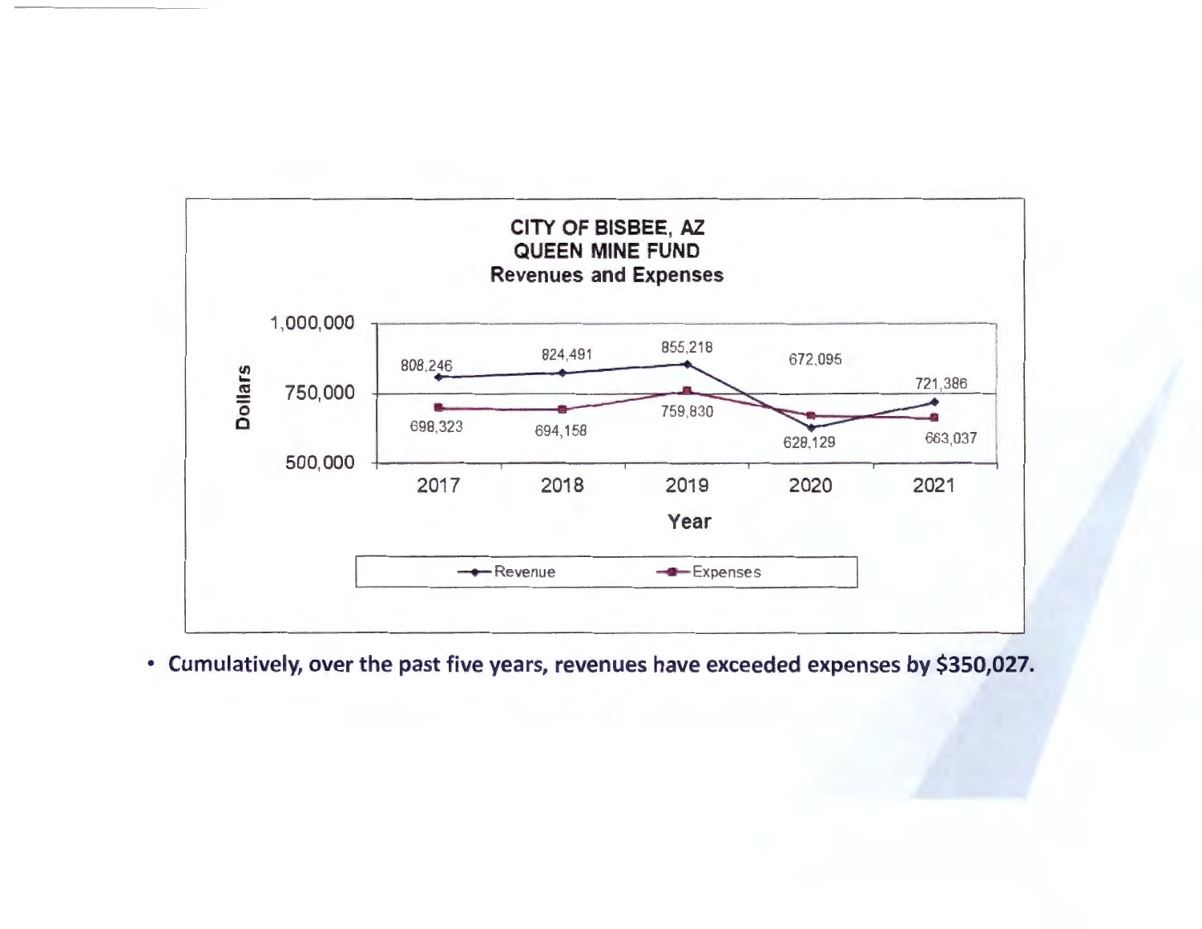**CITY OF BISBEE, AZ**
**QUEEN MINE FUND**
**Revenues and Expenses**

| Year | Revenue | Expenses |
|---|---|---|
| 2017 | 808,246 | 698,323 |
| 2018 | 824,491 | 694,158 |
| 2019 | 855,218 | 759,830 |
| 2020 | 628,129 | 672,095 |
| 2021 | 721,386 | 663,037 |

- **Cumulatively, over the past five years, revenues have exceeded expenses by $350,027.**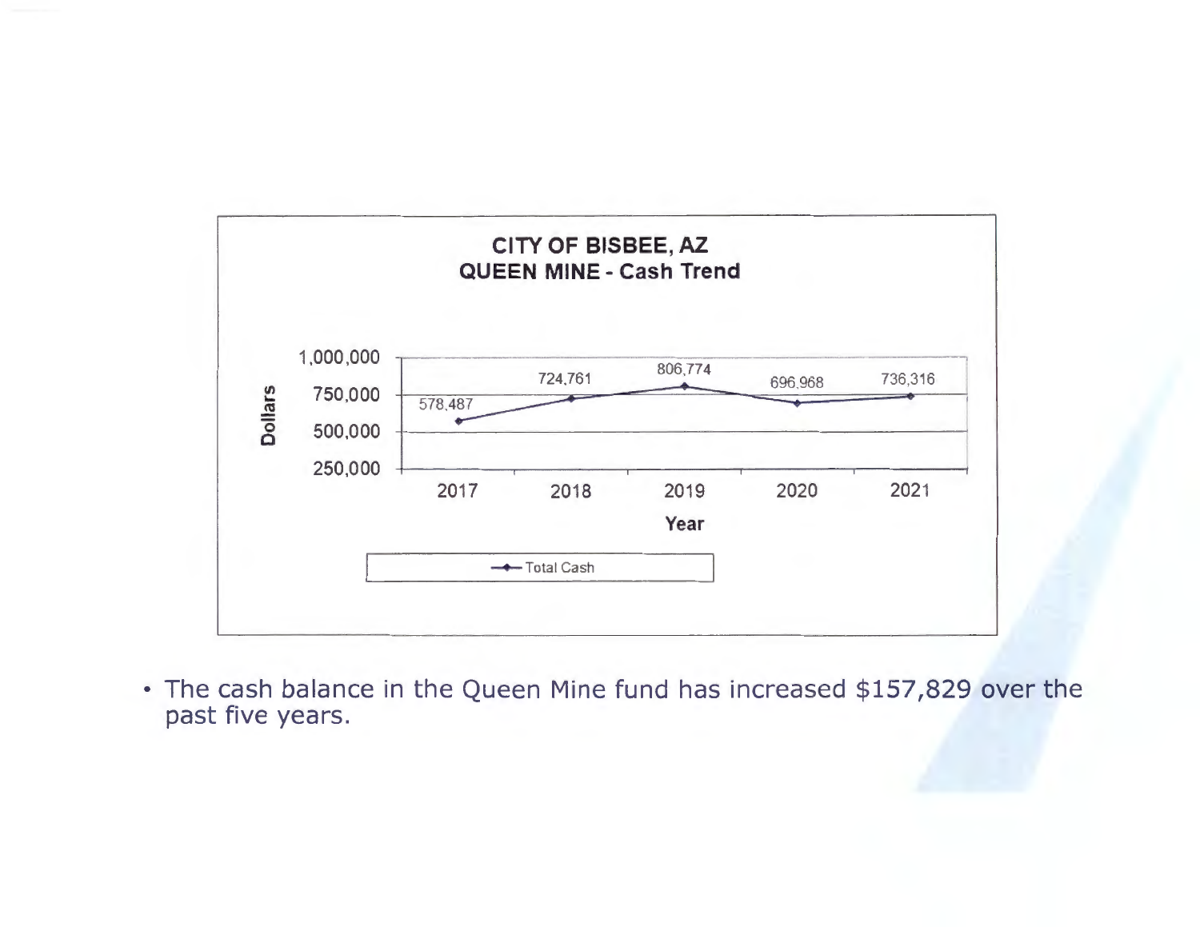**CITY OF BISBEE, AZ**
**QUEEN MINE - Cash Trend**

| Year | Total Cash |
|---|---|
| 2017 | 578,487 |
| 2018 | 724,761 |
| 2019 | 806,774 |
| 2020 | 696,968 |
| 2021 | 736,316 |

- The cash balance in the Queen Mine fund has increased $157,829 over the past five years.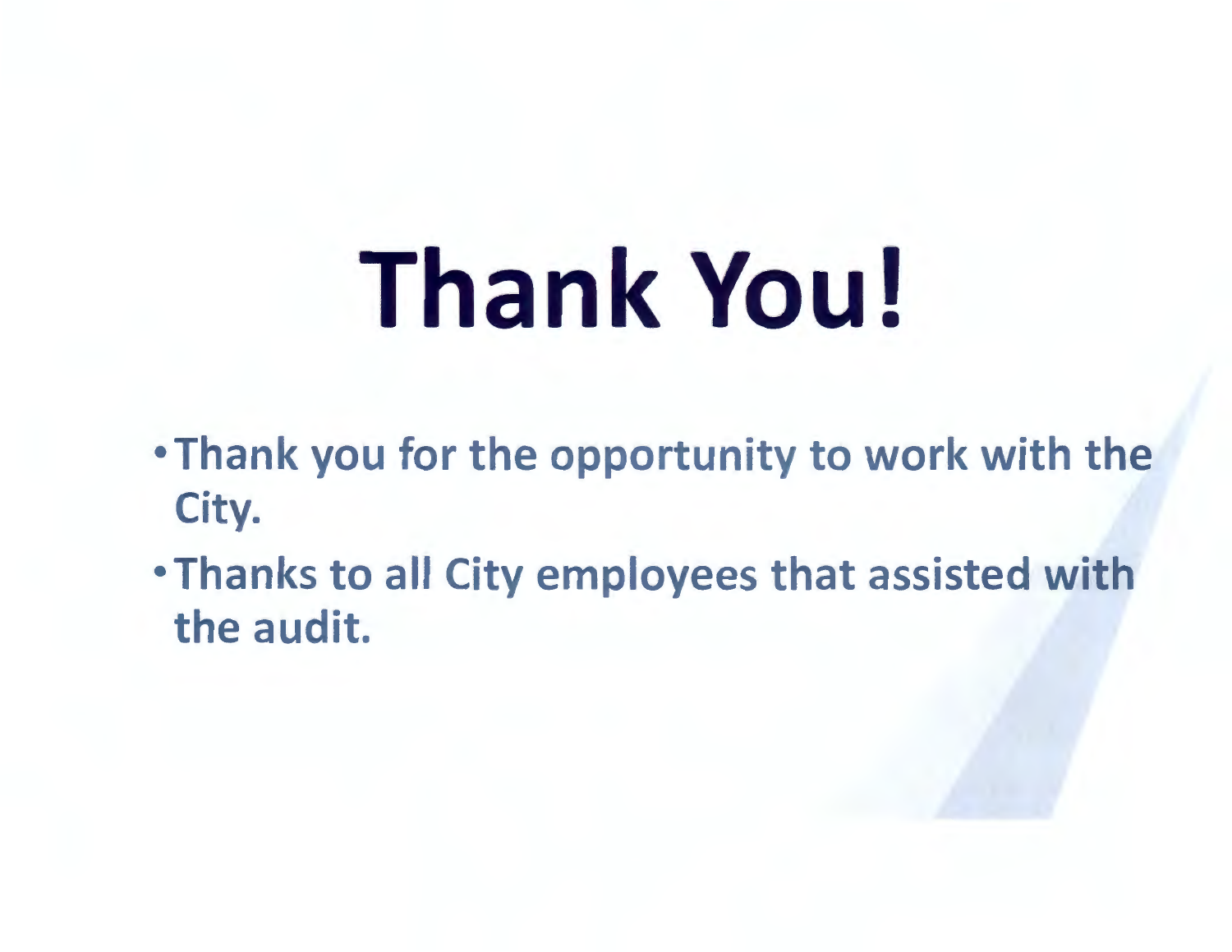# Thank You!

- Thank you for the opportunity to work with the City.
- Thanks to all City employees that assisted with the audit.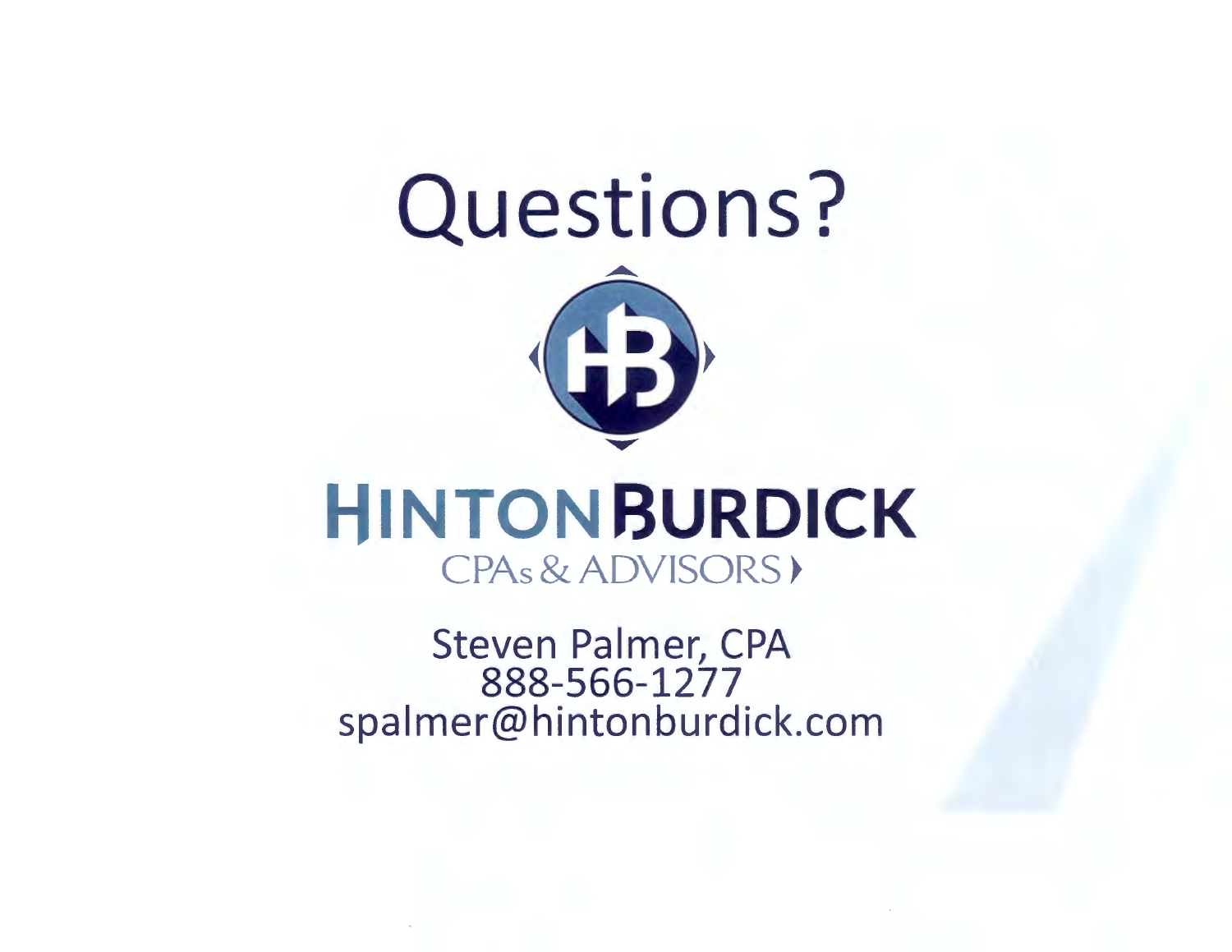# Questions?

**HINTON BURDICK**
CPAs & ADVISORS

Steven Palmer, CPA
888-566-1277
spalmer@hintonburdick.com